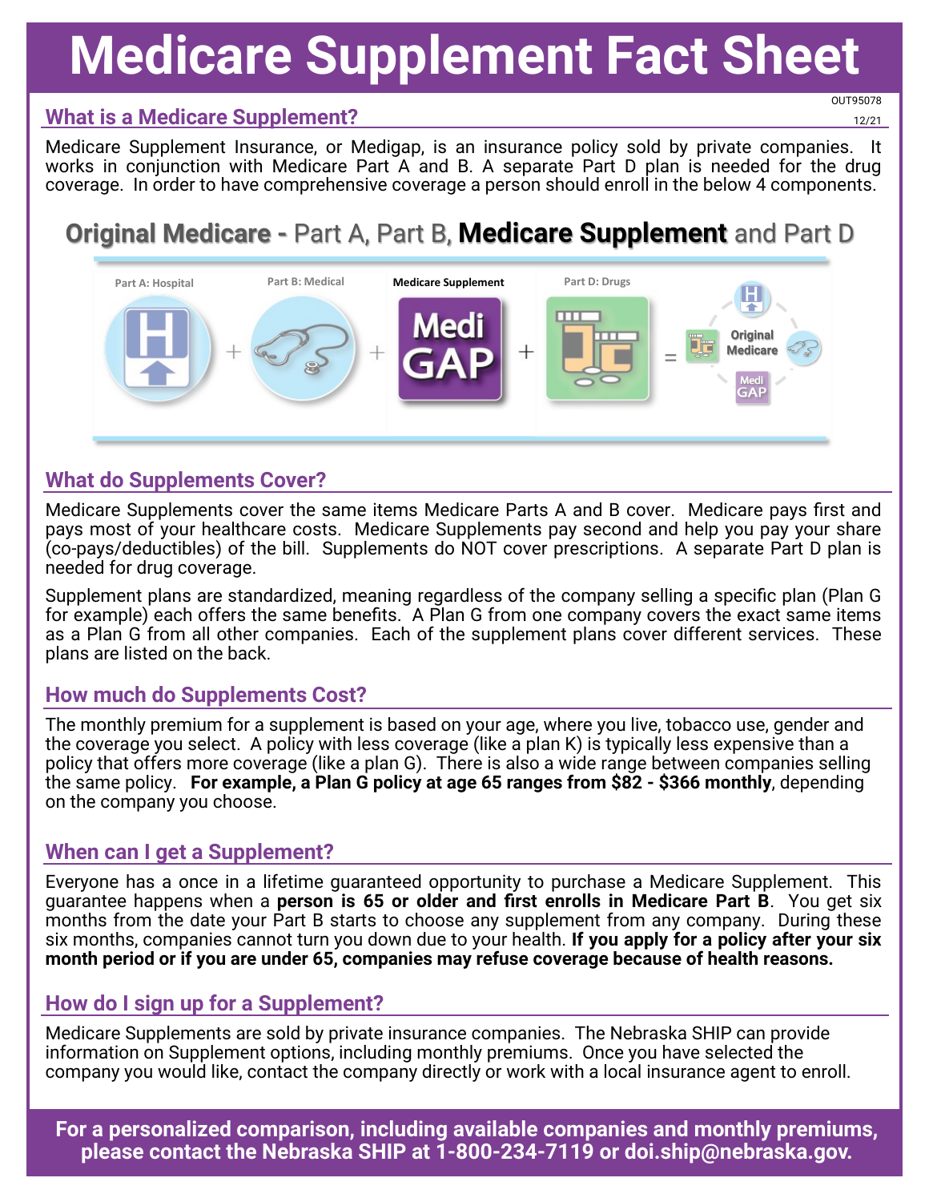# Medicare Supplement Fact Sheet

OUT95078

12/21

## What is a Medicare Supplement?

Medicare Supplement Insurance, or Medigap, is an insurance policy sold by private companies. It works in conjunction with Medicare Part A and B. A separate Part D plan is needed for the drug coverage. In order to have comprehensive coverage a person should enroll in the below 4 components.

### **Original Medicare -** Part A, Part B, **Medicare Supplement** and Part D

Part A: Hospital + Part B: Medical + Medicare Supplement (Medi GAP) + Part D: Drugs = Original Medicare

## What do Supplements Cover?

Medicare Supplements cover the same items Medicare Parts A and B cover. Medicare pays first and pays most of your healthcare costs. Medicare Supplements pay second and help you pay your share (co-pays/deductibles) of the bill. Supplements do NOT cover prescriptions. A separate Part D plan is needed for drug coverage.

Supplement plans are standardized, meaning regardless of the company selling a specific plan (Plan G for example) each offers the same benefits. A Plan G from one company covers the exact same items as a Plan G from all other companies. Each of the supplement plans cover different services. These plans are listed on the back.

## How much do Supplements Cost?

The monthly premium for a supplement is based on your age, where you live, tobacco use, gender and the coverage you select. A policy with less coverage (like a plan K) is typically less expensive than a policy that offers more coverage (like a plan G). There is also a wide range between companies selling the same policy. **For example, a Plan G policy at age 65 ranges from $82 - $366 monthly**, depending on the company you choose.

## When can I get a Supplement?

Everyone has a once in a lifetime guaranteed opportunity to purchase a Medicare Supplement. This guarantee happens when a **person is 65 or older and first enrolls in Medicare Part B**. You get six months from the date your Part B starts to choose any supplement from any company. During these six months, companies cannot turn you down due to your health. **If you apply for a policy after your six month period or if you are under 65, companies may refuse coverage because of health reasons.**

## How do I sign up for a Supplement?

Medicare Supplements are sold by private insurance companies. The Nebraska SHIP can provide information on Supplement options, including monthly premiums. Once you have selected the company you would like, contact the company directly or work with a local insurance agent to enroll.

**For a personalized comparison, including available companies and monthly premiums, please contact the Nebraska SHIP at 1-800-234-7119 or doi.ship@nebraska.gov.**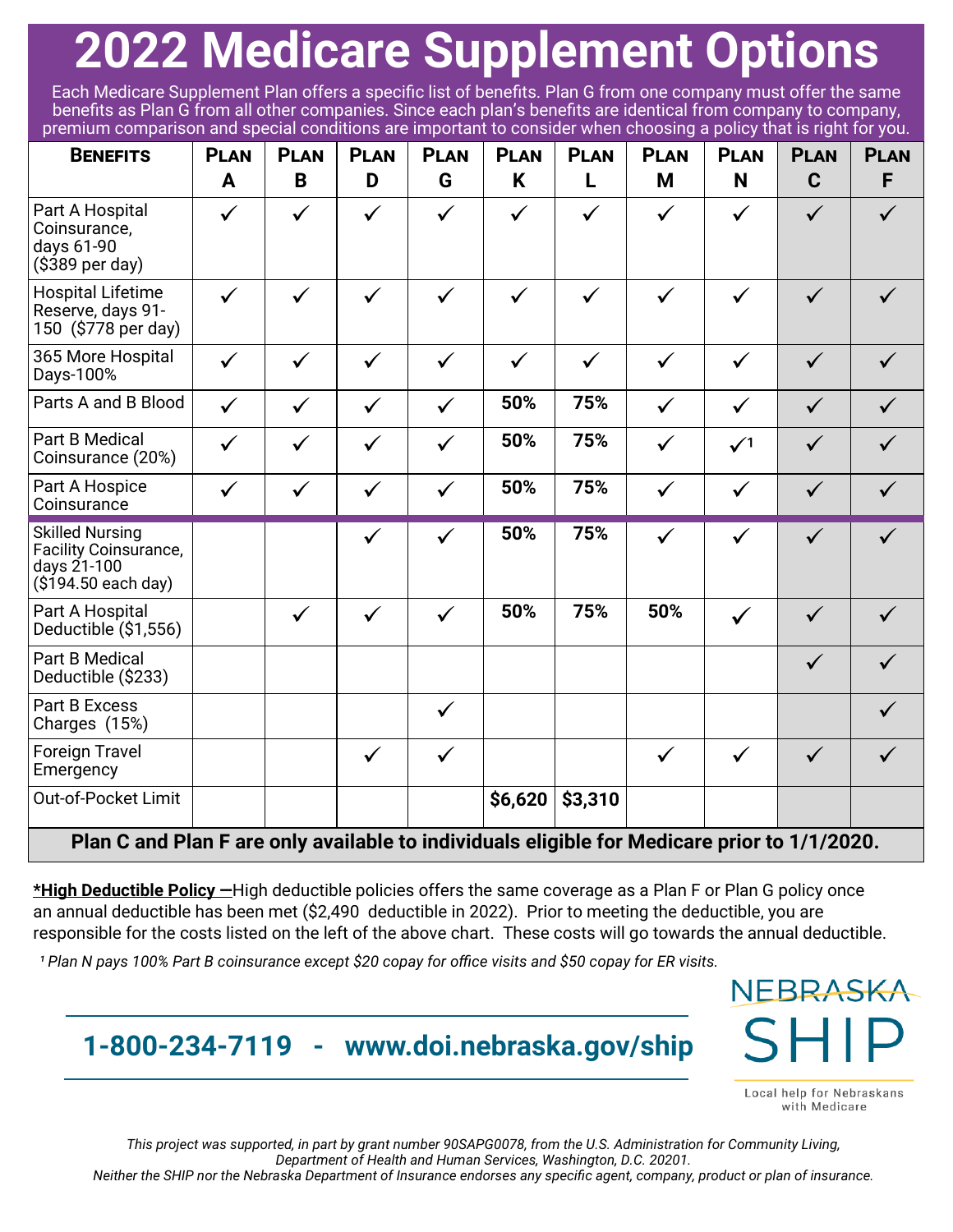# 2022 Medicare Supplement Options

Each Medicare Supplement Plan offers a specific list of benefits. Plan G from one company must offer the same benefits as Plan G from all other companies. Since each plan's benefits are identical from company to company, premium comparison and special conditions are important to consider when choosing a policy that is right for you.

| Benefits | Plan A | Plan B | Plan D | Plan G | Plan K | Plan L | Plan M | Plan N | Plan C | Plan F |
|---|---|---|---|---|---|---|---|---|---|---|
| Part A Hospital Coinsurance, days 61-90 ($389 per day) | ✓ | ✓ | ✓ | ✓ | ✓ | ✓ | ✓ | ✓ | ✓ | ✓ |
| Hospital Lifetime Reserve, days 91-150 ($778 per day) | ✓ | ✓ | ✓ | ✓ | ✓ | ✓ | ✓ | ✓ | ✓ | ✓ |
| 365 More Hospital Days-100% | ✓ | ✓ | ✓ | ✓ | ✓ | ✓ | ✓ | ✓ | ✓ | ✓ |
| Parts A and B Blood | ✓ | ✓ | ✓ | ✓ | 50% | 75% | ✓ | ✓ | ✓ | ✓ |
| Part B Medical Coinsurance (20%) | ✓ | ✓ | ✓ | ✓ | 50% | 75% | ✓ | ✓[1] | ✓ | ✓ |
| Part A Hospice Coinsurance | ✓ | ✓ | ✓ | ✓ | 50% | 75% | ✓ | ✓ | ✓ | ✓ |
| Skilled Nursing Facility Coinsurance, days 21-100 ($194.50 each day) | | | ✓ | ✓ | 50% | 75% | ✓ | ✓ | ✓ | ✓ |
| Part A Hospital Deductible ($1,556) | | ✓ | ✓ | ✓ | 50% | 75% | 50% | ✓ | ✓ | ✓ |
| Part B Medical Deductible ($233) | | | | | | | | | ✓ | ✓ |
| Part B Excess Charges (15%) | | | | ✓ | | | | | | ✓ |
| Foreign Travel Emergency | | | ✓ | ✓ | | | ✓ | ✓ | ✓ | ✓ |
| Out-of-Pocket Limit | | | | | $6,620 | $3,310 | | | | |

**Plan C and Plan F are only available to individuals eligible for Medicare prior to 1/1/2020.**

**\*High Deductible Policy —**High deductible policies offers the same coverage as a Plan F or Plan G policy once an annual deductible has been met ($2,490 deductible in 2022). Prior to meeting the deductible, you are responsible for the costs listed on the left of the above chart. These costs will go towards the annual deductible.

*[1] Plan N pays 100% Part B coinsurance except $20 copay for office visits and $50 copay for ER visits.*

**1-800-234-7119 - www.doi.nebraska.gov/ship**

NEBRASKA SHIP

Local help for Nebraskans with Medicare

*This project was supported, in part by grant number 90SAPG0078, from the U.S. Administration for Community Living, Department of Health and Human Services, Washington, D.C. 20201.*
*Neither the SHIP nor the Nebraska Department of Insurance endorses any specific agent, company, product or plan of insurance.*